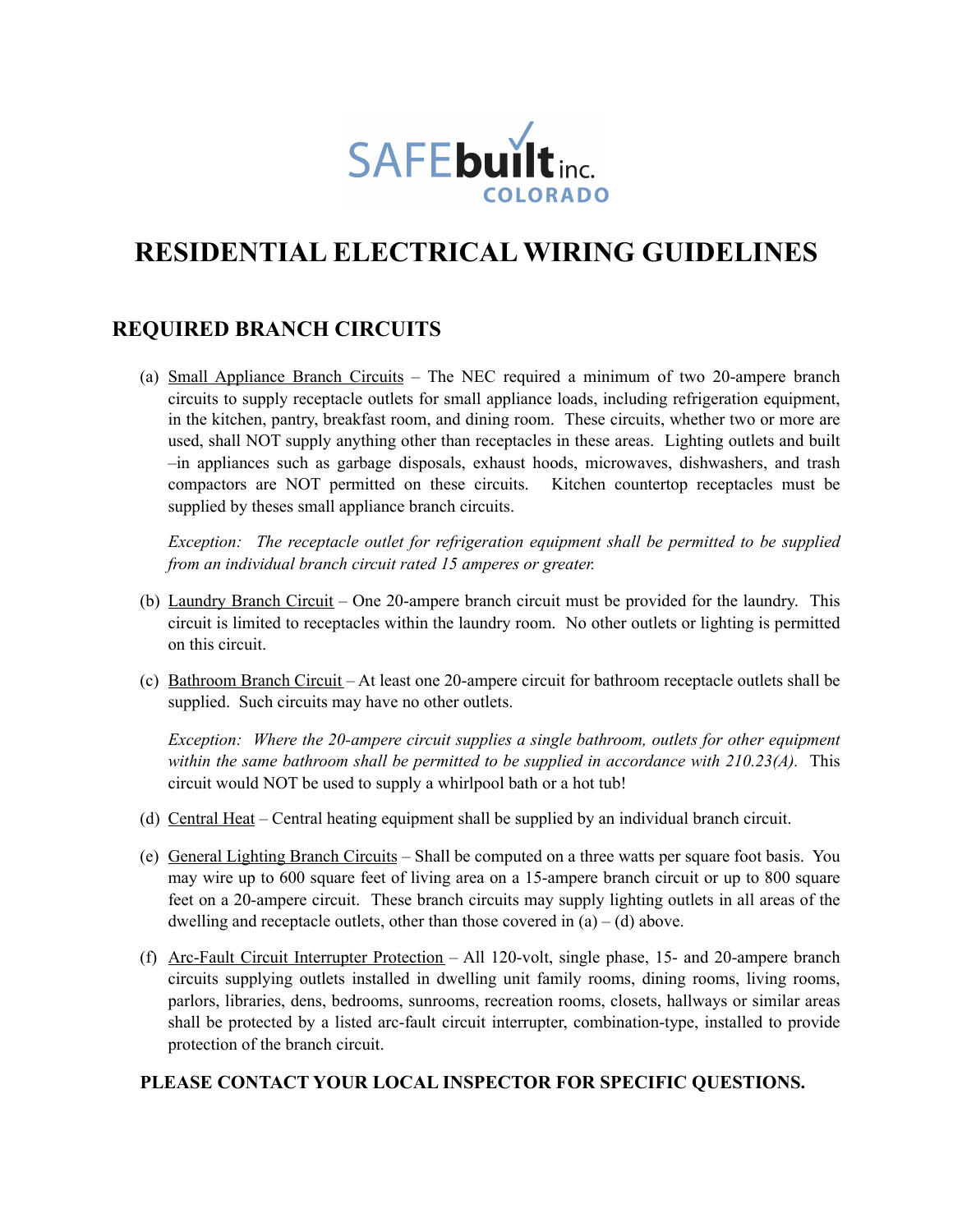SAFEbuilt inc.
COLORADO

# RESIDENTIAL ELECTRICAL WIRING GUIDELINES

## REQUIRED BRANCH CIRCUITS

(a) Small Appliance Branch Circuits – The NEC required a minimum of two 20-ampere branch circuits to supply receptacle outlets for small appliance loads, including refrigeration equipment, in the kitchen, pantry, breakfast room, and dining room. These circuits, whether two or more are used, shall NOT supply anything other than receptacles in these areas. Lighting outlets and built –in appliances such as garbage disposals, exhaust hoods, microwaves, dishwashers, and trash compactors are NOT permitted on these circuits. Kitchen countertop receptacles must be supplied by theses small appliance branch circuits.

*Exception: The receptacle outlet for refrigeration equipment shall be permitted to be supplied from an individual branch circuit rated 15 amperes or greater.*

(b) Laundry Branch Circuit – One 20-ampere branch circuit must be provided for the laundry. This circuit is limited to receptacles within the laundry room. No other outlets or lighting is permitted on this circuit.

(c) Bathroom Branch Circuit – At least one 20-ampere circuit for bathroom receptacle outlets shall be supplied. Such circuits may have no other outlets.

*Exception: Where the 20-ampere circuit supplies a single bathroom, outlets for other equipment within the same bathroom shall be permitted to be supplied in accordance with 210.23(A).* This circuit would NOT be used to supply a whirlpool bath or a hot tub!

(d) Central Heat – Central heating equipment shall be supplied by an individual branch circuit.

(e) General Lighting Branch Circuits – Shall be computed on a three watts per square foot basis. You may wire up to 600 square feet of living area on a 15-ampere branch circuit or up to 800 square feet on a 20-ampere circuit. These branch circuits may supply lighting outlets in all areas of the dwelling and receptacle outlets, other than those covered in (a) – (d) above.

(f) Arc-Fault Circuit Interrupter Protection – All 120-volt, single phase, 15- and 20-ampere branch circuits supplying outlets installed in dwelling unit family rooms, dining rooms, living rooms, parlors, libraries, dens, bedrooms, sunrooms, recreation rooms, closets, hallways or similar areas shall be protected by a listed arc-fault circuit interrupter, combination-type, installed to provide protection of the branch circuit.

**PLEASE CONTACT YOUR LOCAL INSPECTOR FOR SPECIFIC QUESTIONS.**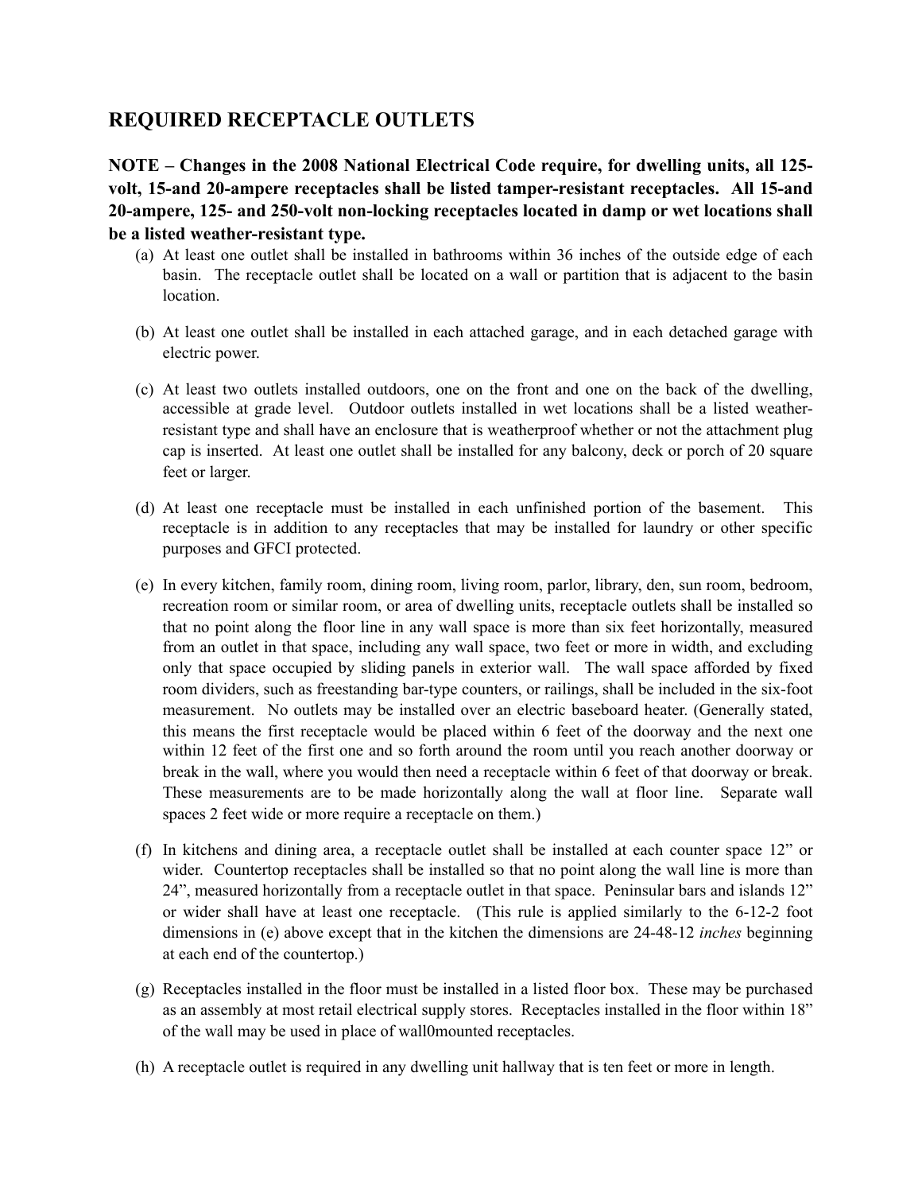## REQUIRED RECEPTACLE OUTLETS

**NOTE – Changes in the 2008 National Electrical Code require, for dwelling units, all 125-volt, 15-and 20-ampere receptacles shall be listed tamper-resistant receptacles. All 15-and 20-ampere, 125- and 250-volt non-locking receptacles located in damp or wet locations shall be a listed weather-resistant type.**

(a) At least one outlet shall be installed in bathrooms within 36 inches of the outside edge of each basin. The receptacle outlet shall be located on a wall or partition that is adjacent to the basin location.

(b) At least one outlet shall be installed in each attached garage, and in each detached garage with electric power.

(c) At least two outlets installed outdoors, one on the front and one on the back of the dwelling, accessible at grade level. Outdoor outlets installed in wet locations shall be a listed weather-resistant type and shall have an enclosure that is weatherproof whether or not the attachment plug cap is inserted. At least one outlet shall be installed for any balcony, deck or porch of 20 square feet or larger.

(d) At least one receptacle must be installed in each unfinished portion of the basement. This receptacle is in addition to any receptacles that may be installed for laundry or other specific purposes and GFCI protected.

(e) In every kitchen, family room, dining room, living room, parlor, library, den, sun room, bedroom, recreation room or similar room, or area of dwelling units, receptacle outlets shall be installed so that no point along the floor line in any wall space is more than six feet horizontally, measured from an outlet in that space, including any wall space, two feet or more in width, and excluding only that space occupied by sliding panels in exterior wall. The wall space afforded by fixed room dividers, such as freestanding bar-type counters, or railings, shall be included in the six-foot measurement. No outlets may be installed over an electric baseboard heater. (Generally stated, this means the first receptacle would be placed within 6 feet of the doorway and the next one within 12 feet of the first one and so forth around the room until you reach another doorway or break in the wall, where you would then need a receptacle within 6 feet of that doorway or break. These measurements are to be made horizontally along the wall at floor line. Separate wall spaces 2 feet wide or more require a receptacle on them.)

(f) In kitchens and dining area, a receptacle outlet shall be installed at each counter space 12" or wider. Countertop receptacles shall be installed so that no point along the wall line is more than 24", measured horizontally from a receptacle outlet in that space. Peninsular bars and islands 12" or wider shall have at least one receptacle. (This rule is applied similarly to the 6-12-2 foot dimensions in (e) above except that in the kitchen the dimensions are 24-48-12 *inches* beginning at each end of the countertop.)

(g) Receptacles installed in the floor must be installed in a listed floor box. These may be purchased as an assembly at most retail electrical supply stores. Receptacles installed in the floor within 18" of the wall may be used in place of wall0mounted receptacles.

(h) A receptacle outlet is required in any dwelling unit hallway that is ten feet or more in length.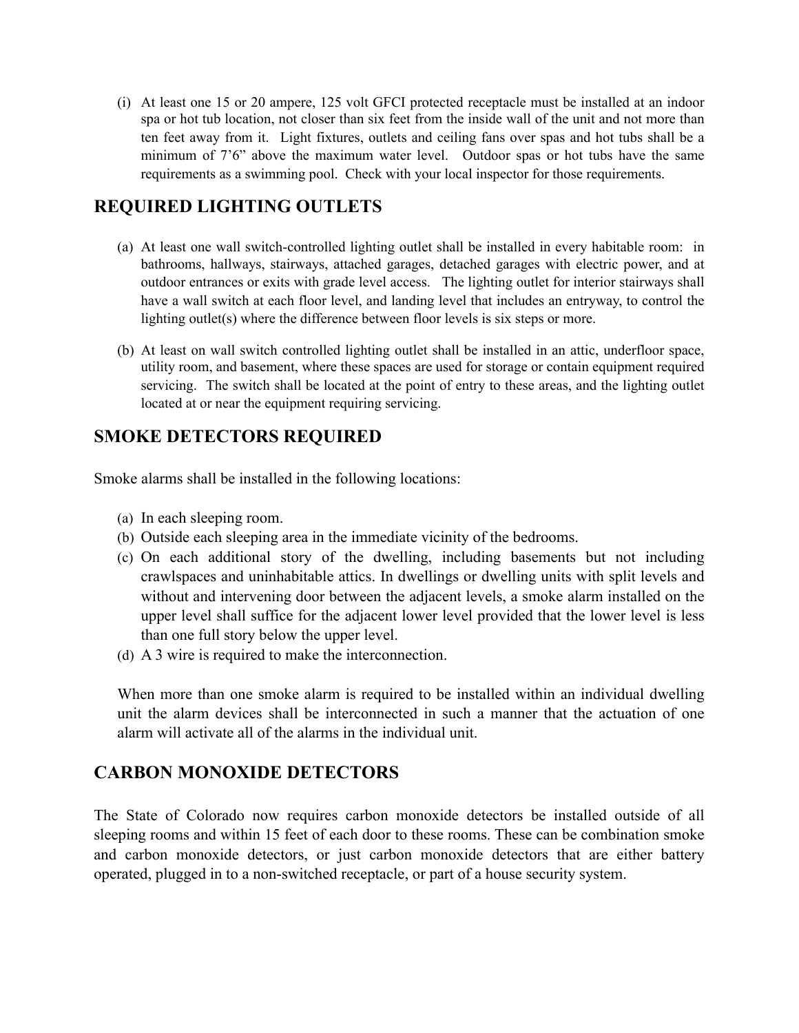(i) At least one 15 or 20 ampere, 125 volt GFCI protected receptacle must be installed at an indoor spa or hot tub location, not closer than six feet from the inside wall of the unit and not more than ten feet away from it. Light fixtures, outlets and ceiling fans over spas and hot tubs shall be a minimum of 7'6" above the maximum water level. Outdoor spas or hot tubs have the same requirements as a swimming pool. Check with your local inspector for those requirements.

## REQUIRED LIGHTING OUTLETS

(a) At least one wall switch-controlled lighting outlet shall be installed in every habitable room: in bathrooms, hallways, stairways, attached garages, detached garages with electric power, and at outdoor entrances or exits with grade level access. The lighting outlet for interior stairways shall have a wall switch at each floor level, and landing level that includes an entryway, to control the lighting outlet(s) where the difference between floor levels is six steps or more.

(b) At least on wall switch controlled lighting outlet shall be installed in an attic, underfloor space, utility room, and basement, where these spaces are used for storage or contain equipment required servicing. The switch shall be located at the point of entry to these areas, and the lighting outlet located at or near the equipment requiring servicing.

## SMOKE DETECTORS REQUIRED

Smoke alarms shall be installed in the following locations:

(a) In each sleeping room.
(b) Outside each sleeping area in the immediate vicinity of the bedrooms.
(c) On each additional story of the dwelling, including basements but not including crawlspaces and uninhabitable attics. In dwellings or dwelling units with split levels and without and intervening door between the adjacent levels, a smoke alarm installed on the upper level shall suffice for the adjacent lower level provided that the lower level is less than one full story below the upper level.
(d) A 3 wire is required to make the interconnection.

When more than one smoke alarm is required to be installed within an individual dwelling unit the alarm devices shall be interconnected in such a manner that the actuation of one alarm will activate all of the alarms in the individual unit.

## CARBON MONOXIDE DETECTORS

The State of Colorado now requires carbon monoxide detectors be installed outside of all sleeping rooms and within 15 feet of each door to these rooms. These can be combination smoke and carbon monoxide detectors, or just carbon monoxide detectors that are either battery operated, plugged in to a non-switched receptacle, or part of a house security system.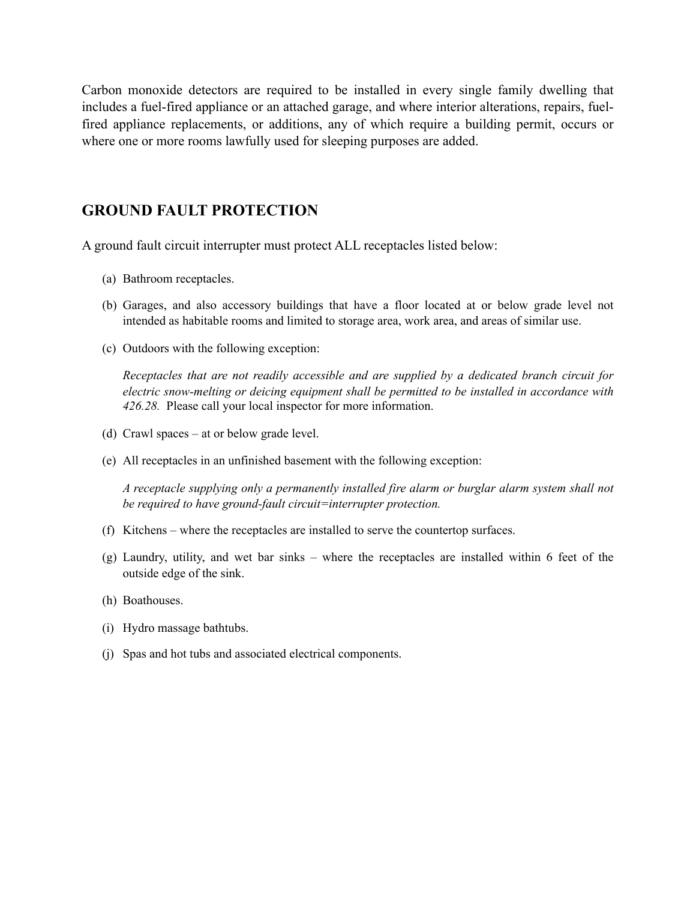Carbon monoxide detectors are required to be installed in every single family dwelling that includes a fuel-fired appliance or an attached garage, and where interior alterations, repairs, fuel-fired appliance replacements, or additions, any of which require a building permit, occurs or where one or more rooms lawfully used for sleeping purposes are added.

## GROUND FAULT PROTECTION

A ground fault circuit interrupter must protect ALL receptacles listed below:

(a) Bathroom receptacles.

(b) Garages, and also accessory buildings that have a floor located at or below grade level not intended as habitable rooms and limited to storage area, work area, and areas of similar use.

(c) Outdoors with the following exception:

*Receptacles that are not readily accessible and are supplied by a dedicated branch circuit for electric snow-melting or deicing equipment shall be permitted to be installed in accordance with 426.28.* Please call your local inspector for more information.

(d) Crawl spaces – at or below grade level.

(e) All receptacles in an unfinished basement with the following exception:

*A receptacle supplying only a permanently installed fire alarm or burglar alarm system shall not be required to have ground-fault circuit=interrupter protection.*

(f) Kitchens – where the receptacles are installed to serve the countertop surfaces.

(g) Laundry, utility, and wet bar sinks – where the receptacles are installed within 6 feet of the outside edge of the sink.

(h) Boathouses.

(i) Hydro massage bathtubs.

(j) Spas and hot tubs and associated electrical components.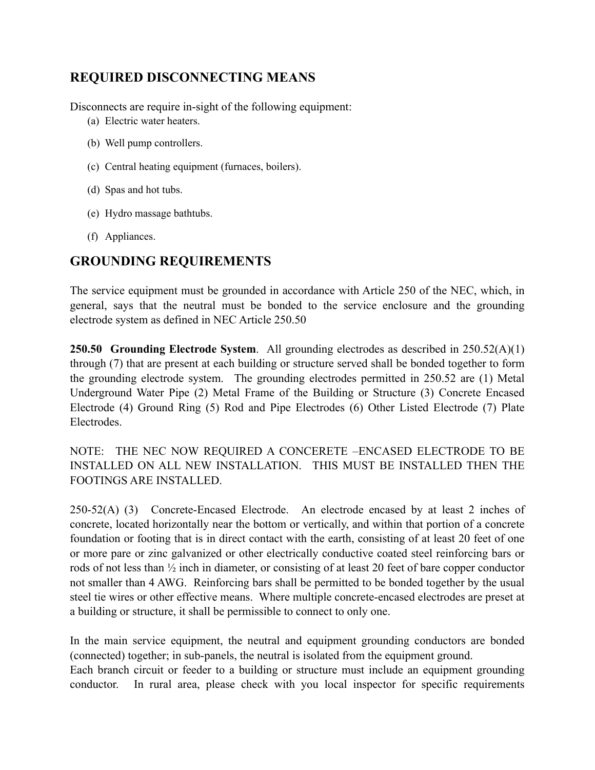## REQUIRED DISCONNECTING MEANS

Disconnects are require in-sight of the following equipment:

(a) Electric water heaters.

(b) Well pump controllers.

(c) Central heating equipment (furnaces, boilers).

(d) Spas and hot tubs.

(e) Hydro massage bathtubs.

(f) Appliances.

## GROUNDING REQUIREMENTS

The service equipment must be grounded in accordance with Article 250 of the NEC, which, in general, says that the neutral must be bonded to the service enclosure and the grounding electrode system as defined in NEC Article 250.50

**250.50 Grounding Electrode System**. All grounding electrodes as described in 250.52(A)(1) through (7) that are present at each building or structure served shall be bonded together to form the grounding electrode system. The grounding electrodes permitted in 250.52 are (1) Metal Underground Water Pipe (2) Metal Frame of the Building or Structure (3) Concrete Encased Electrode (4) Ground Ring (5) Rod and Pipe Electrodes (6) Other Listed Electrode (7) Plate Electrodes.

NOTE: THE NEC NOW REQUIRED A CONCERETE –ENCASED ELECTRODE TO BE INSTALLED ON ALL NEW INSTALLATION. THIS MUST BE INSTALLED THEN THE FOOTINGS ARE INSTALLED.

250-52(A) (3) Concrete-Encased Electrode. An electrode encased by at least 2 inches of concrete, located horizontally near the bottom or vertically, and within that portion of a concrete foundation or footing that is in direct contact with the earth, consisting of at least 20 feet of one or more pare or zinc galvanized or other electrically conductive coated steel reinforcing bars or rods of not less than ½ inch in diameter, or consisting of at least 20 feet of bare copper conductor not smaller than 4 AWG. Reinforcing bars shall be permitted to be bonded together by the usual steel tie wires or other effective means. Where multiple concrete-encased electrodes are preset at a building or structure, it shall be permissible to connect to only one.

In the main service equipment, the neutral and equipment grounding conductors are bonded (connected) together; in sub-panels, the neutral is isolated from the equipment ground.
Each branch circuit or feeder to a building or structure must include an equipment grounding conductor. In rural area, please check with you local inspector for specific requirements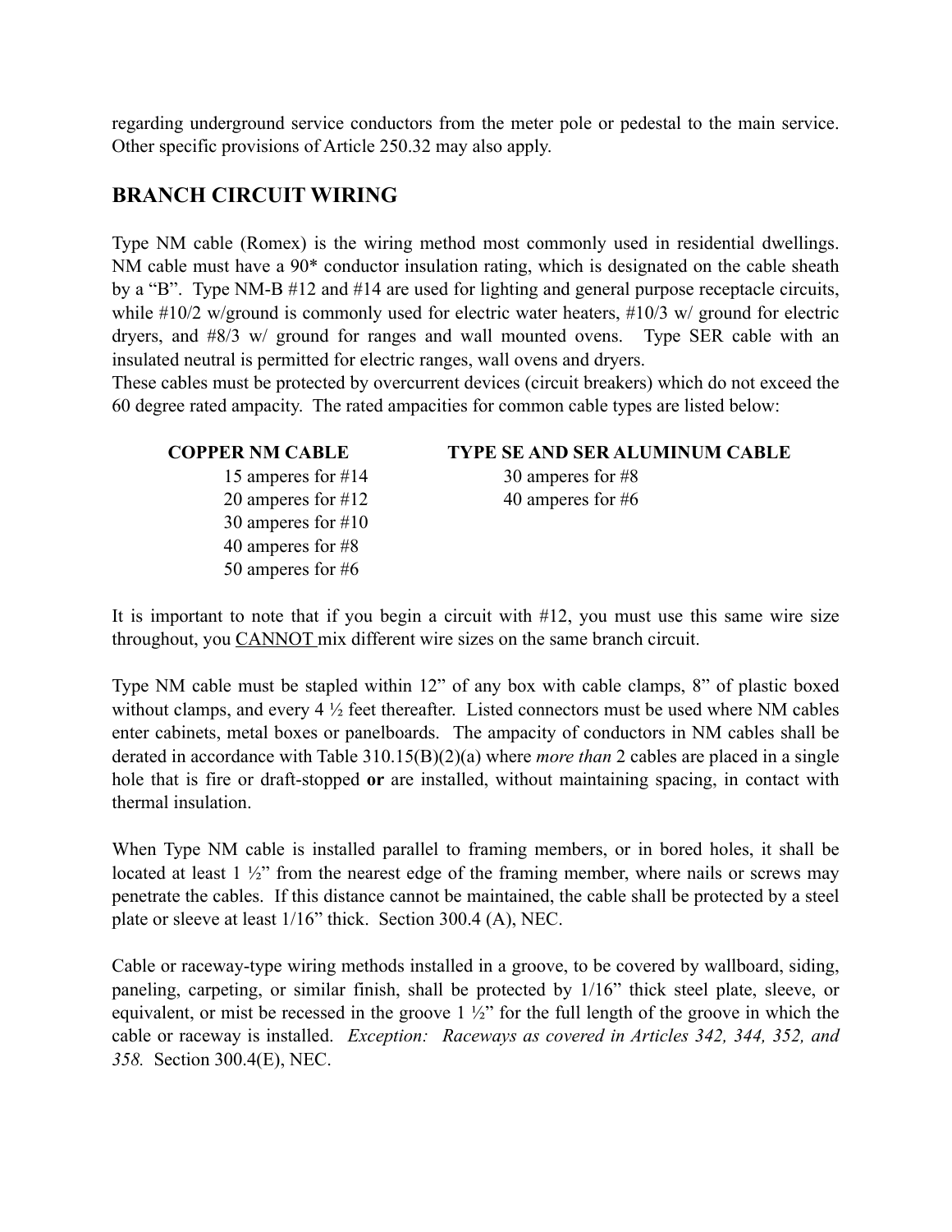regarding underground service conductors from the meter pole or pedestal to the main service. Other specific provisions of Article 250.32 may also apply.

## BRANCH CIRCUIT WIRING

Type NM cable (Romex) is the wiring method most commonly used in residential dwellings. NM cable must have a 90* conductor insulation rating, which is designated on the cable sheath by a "B". Type NM-B #12 and #14 are used for lighting and general purpose receptacle circuits, while #10/2 w/ground is commonly used for electric water heaters, #10/3 w/ ground for electric dryers, and #8/3 w/ ground for ranges and wall mounted ovens. Type SER cable with an insulated neutral is permitted for electric ranges, wall ovens and dryers.
These cables must be protected by overcurrent devices (circuit breakers) which do not exceed the 60 degree rated ampacity. The rated ampacities for common cable types are listed below:

| COPPER NM CABLE | TYPE SE AND SER ALUMINUM CABLE |
|---|---|
| 15 amperes for #14 | 30 amperes for #8 |
| 20 amperes for #12 | 40 amperes for #6 |
| 30 amperes for #10 | |
| 40 amperes for #8 | |
| 50 amperes for #6 | |

It is important to note that if you begin a circuit with #12, you must use this same wire size throughout, you <u>CANNOT</u> mix different wire sizes on the same branch circuit.

Type NM cable must be stapled within 12" of any box with cable clamps, 8" of plastic boxed without clamps, and every 4 ½ feet thereafter. Listed connectors must be used where NM cables enter cabinets, metal boxes or panelboards. The ampacity of conductors in NM cables shall be derated in accordance with Table 310.15(B)(2)(a) where *more than* 2 cables are placed in a single hole that is fire or draft-stopped **or** are installed, without maintaining spacing, in contact with thermal insulation.

When Type NM cable is installed parallel to framing members, or in bored holes, it shall be located at least 1 ½" from the nearest edge of the framing member, where nails or screws may penetrate the cables. If this distance cannot be maintained, the cable shall be protected by a steel plate or sleeve at least 1/16" thick. Section 300.4 (A), NEC.

Cable or raceway-type wiring methods installed in a groove, to be covered by wallboard, siding, paneling, carpeting, or similar finish, shall be protected by 1/16" thick steel plate, sleeve, or equivalent, or mist be recessed in the groove 1 ½" for the full length of the groove in which the cable or raceway is installed. *Exception: Raceways as covered in Articles 342, 344, 352, and 358.* Section 300.4(E), NEC.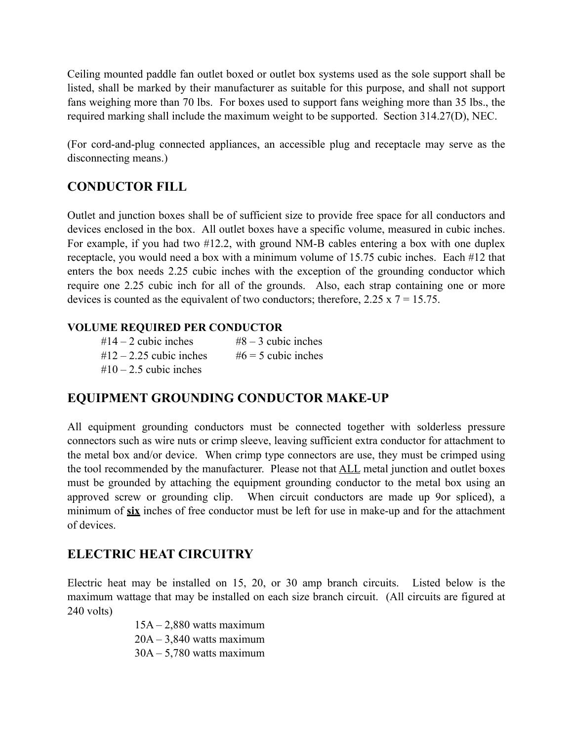Ceiling mounted paddle fan outlet boxed or outlet box systems used as the sole support shall be listed, shall be marked by their manufacturer as suitable for this purpose, and shall not support fans weighing more than 70 lbs. For boxes used to support fans weighing more than 35 lbs., the required marking shall include the maximum weight to be supported. Section 314.27(D), NEC.

(For cord-and-plug connected appliances, an accessible plug and receptacle may serve as the disconnecting means.)

## CONDUCTOR FILL

Outlet and junction boxes shall be of sufficient size to provide free space for all conductors and devices enclosed in the box. All outlet boxes have a specific volume, measured in cubic inches. For example, if you had two #12.2, with ground NM-B cables entering a box with one duplex receptacle, you would need a box with a minimum volume of 15.75 cubic inches. Each #12 that enters the box needs 2.25 cubic inches with the exception of the grounding conductor which require one 2.25 cubic inch for all of the grounds. Also, each strap containing one or more devices is counted as the equivalent of two conductors; therefore, 2.25 x 7 = 15.75.

**VOLUME REQUIRED PER CONDUCTOR**

| | |
|---|---|
| #14 – 2 cubic inches | #8 – 3 cubic inches |
| #12 – 2.25 cubic inches | #6 = 5 cubic inches |
| #10 – 2.5 cubic inches | |

## EQUIPMENT GROUNDING CONDUCTOR MAKE-UP

All equipment grounding conductors must be connected together with solderless pressure connectors such as wire nuts or crimp sleeve, leaving sufficient extra conductor for attachment to the metal box and/or device. When crimp type connectors are use, they must be crimped using the tool recommended by the manufacturer. Please not that ALL metal junction and outlet boxes must be grounded by attaching the equipment grounding conductor to the metal box using an approved screw or grounding clip. When circuit conductors are made up 9or spliced), a minimum of **six** inches of free conductor must be left for use in make-up and for the attachment of devices.

## ELECTRIC HEAT CIRCUITRY

Electric heat may be installed on 15, 20, or 30 amp branch circuits. Listed below is the maximum wattage that may be installed on each size branch circuit. (All circuits are figured at 240 volts)

15A – 2,880 watts maximum
20A – 3,840 watts maximum
30A – 5,780 watts maximum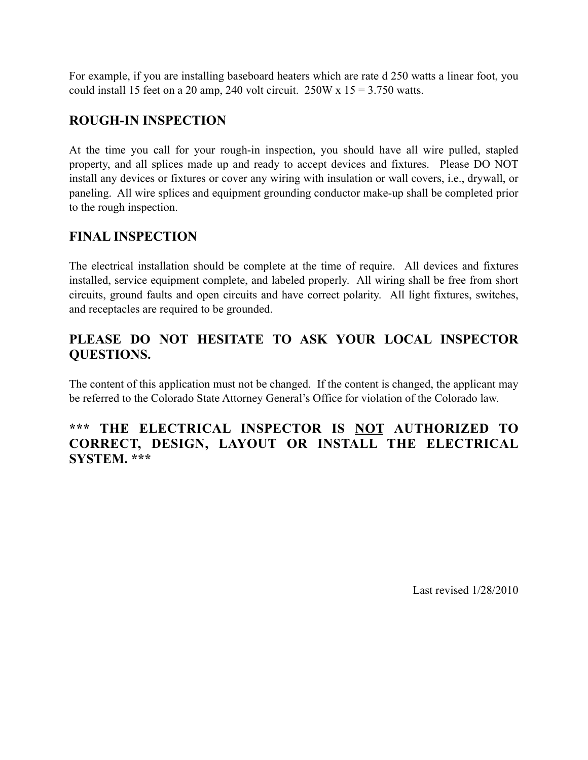For example, if you are installing baseboard heaters which are rate d 250 watts a linear foot, you could install 15 feet on a 20 amp, 240 volt circuit. 250W x 15 = 3.750 watts.

## ROUGH-IN INSPECTION

At the time you call for your rough-in inspection, you should have all wire pulled, stapled property, and all splices made up and ready to accept devices and fixtures. Please DO NOT install any devices or fixtures or cover any wiring with insulation or wall covers, i.e., drywall, or paneling. All wire splices and equipment grounding conductor make-up shall be completed prior to the rough inspection.

## FINAL INSPECTION

The electrical installation should be complete at the time of require. All devices and fixtures installed, service equipment complete, and labeled properly. All wiring shall be free from short circuits, ground faults and open circuits and have correct polarity. All light fixtures, switches, and receptacles are required to be grounded.

## PLEASE DO NOT HESITATE TO ASK YOUR LOCAL INSPECTOR QUESTIONS.

The content of this application must not be changed. If the content is changed, the applicant may be referred to the Colorado State Attorney General's Office for violation of the Colorado law.

**\*\*\* THE ELECTRICAL INSPECTOR IS <u>NOT</u> AUTHORIZED TO CORRECT, DESIGN, LAYOUT OR INSTALL THE ELECTRICAL SYSTEM. \*\*\***

Last revised 1/28/2010